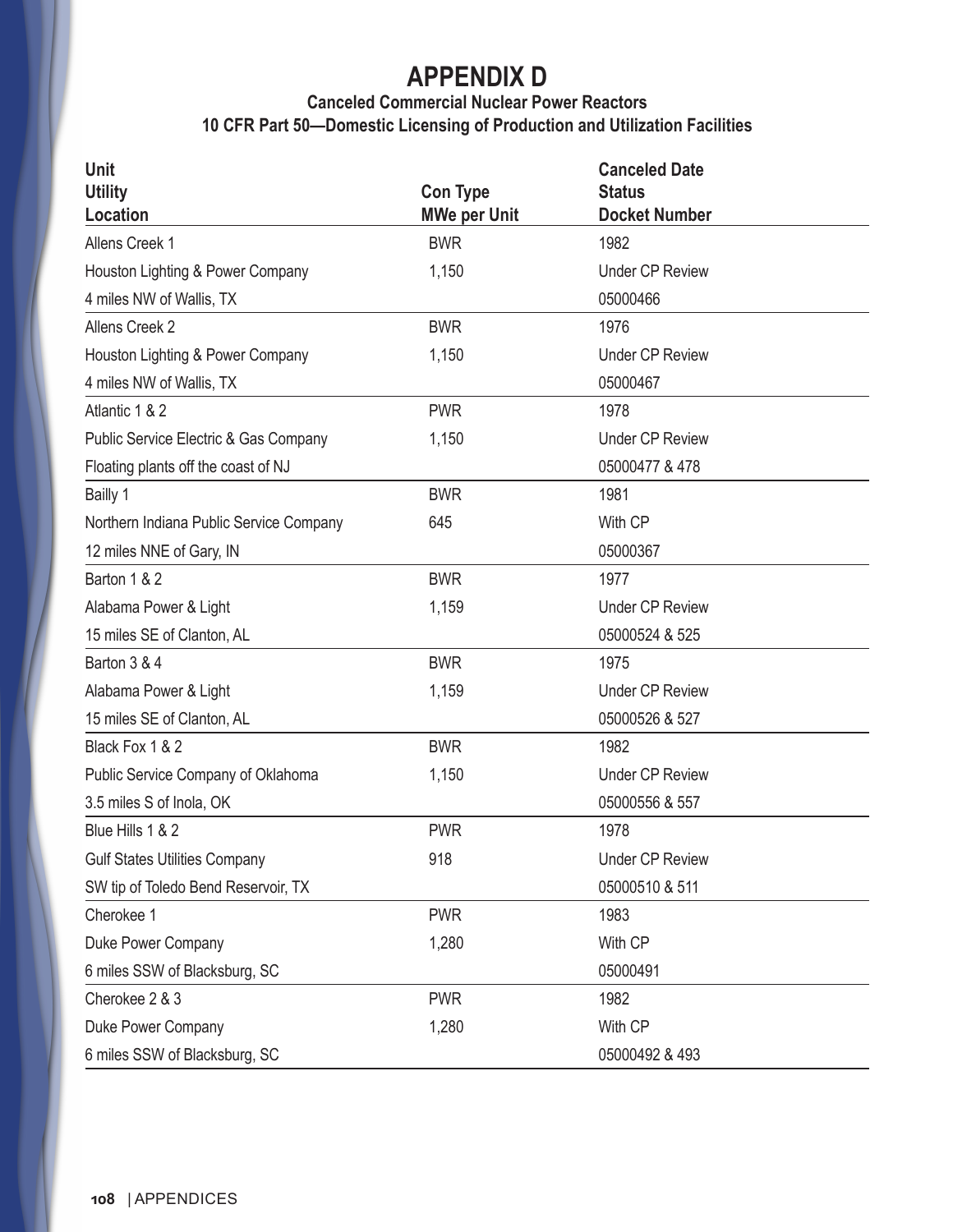# APPENDIX D

## Canceled Commercial Nuclear Power Reactors

### 10 CFR Part 50—Domestic Licensing of Production and Utilization Facilities

| Unit<br>Utility<br>Location | Con Type<br>MWe per Unit | Canceled Date<br>Status<br>Docket Number |
|---|---|---|
| Allens Creek 1<br>Houston Lighting & Power Company<br>4 miles NW of Wallis, TX | BWR<br>1,150 | 1982<br>Under CP Review<br>05000466 |
| Allens Creek 2<br>Houston Lighting & Power Company<br>4 miles NW of Wallis, TX | BWR<br>1,150 | 1976<br>Under CP Review<br>05000467 |
| Atlantic 1 & 2<br>Public Service Electric & Gas Company<br>Floating plants off the coast of NJ | PWR<br>1,150 | 1978<br>Under CP Review<br>05000477 & 478 |
| Bailly 1<br>Northern Indiana Public Service Company<br>12 miles NNE of Gary, IN | BWR<br>645 | 1981<br>With CP<br>05000367 |
| Barton 1 & 2<br>Alabama Power & Light<br>15 miles SE of Clanton, AL | BWR<br>1,159 | 1977<br>Under CP Review<br>05000524 & 525 |
| Barton 3 & 4<br>Alabama Power & Light<br>15 miles SE of Clanton, AL | BWR<br>1,159 | 1975<br>Under CP Review<br>05000526 & 527 |
| Black Fox 1 & 2<br>Public Service Company of Oklahoma<br>3.5 miles S of Inola, OK | BWR<br>1,150 | 1982<br>Under CP Review<br>05000556 & 557 |
| Blue Hills 1 & 2<br>Gulf States Utilities Company<br>SW tip of Toledo Bend Reservoir, TX | PWR<br>918 | 1978<br>Under CP Review<br>05000510 & 511 |
| Cherokee 1<br>Duke Power Company<br>6 miles SSW of Blacksburg, SC | PWR<br>1,280 | 1983<br>With CP<br>05000491 |
| Cherokee 2 & 3<br>Duke Power Company<br>6 miles SSW of Blacksburg, SC | PWR<br>1,280 | 1982<br>With CP<br>05000492 & 493 |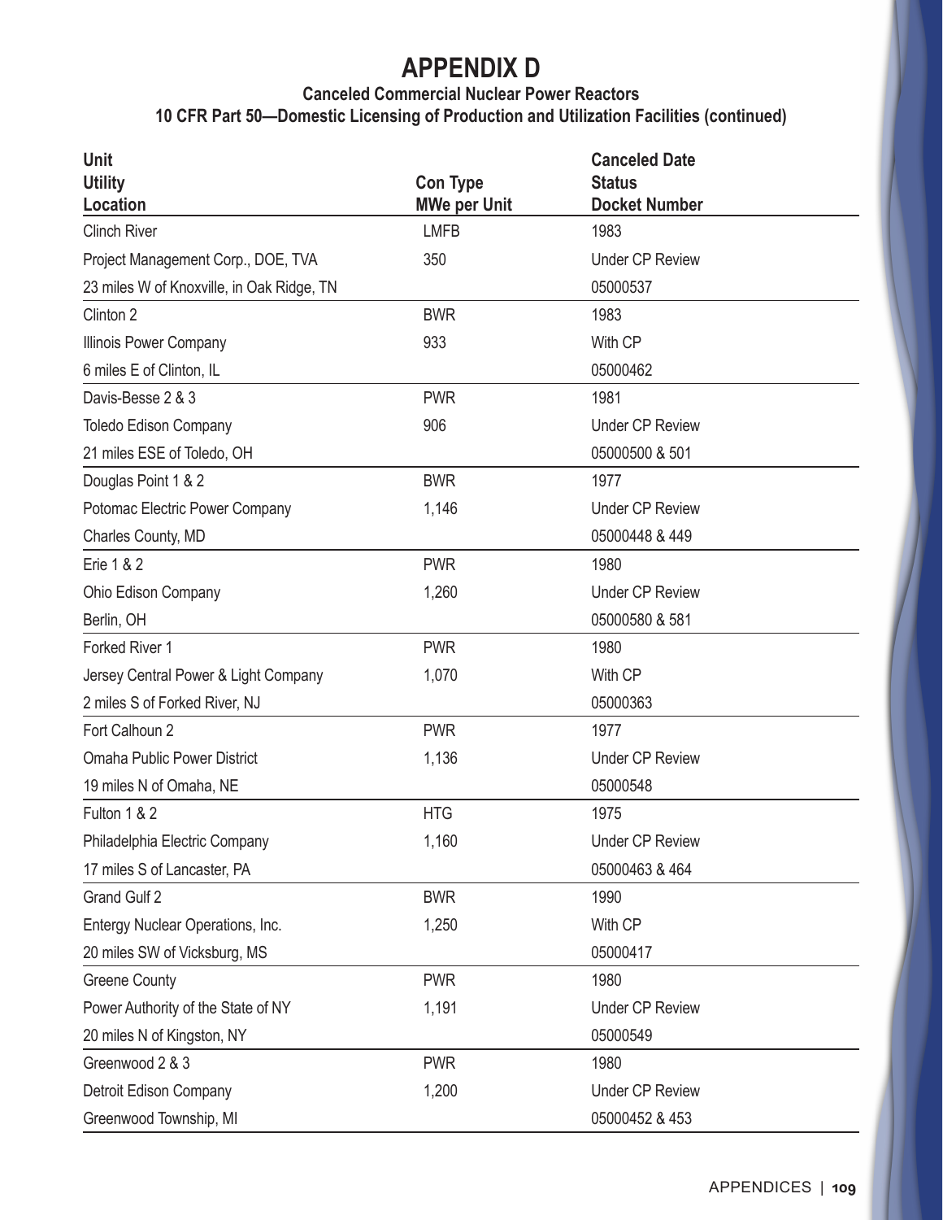# APPENDIX D

### Canceled Commercial Nuclear Power Reactors
### 10 CFR Part 50—Domestic Licensing of Production and Utilization Facilities (continued)

| Unit<br>Utility<br>Location | Con Type<br>MWe per Unit | Canceled Date<br>Status<br>Docket Number |
|---|---|---|
| Clinch River<br>Project Management Corp., DOE, TVA<br>23 miles W of Knoxville, in Oak Ridge, TN | LMFB<br>350 | 1983<br>Under CP Review<br>05000537 |
| Clinton 2<br>Illinois Power Company<br>6 miles E of Clinton, IL | BWR<br>933 | 1983<br>With CP<br>05000462 |
| Davis-Besse 2 & 3<br>Toledo Edison Company<br>21 miles ESE of Toledo, OH | PWR<br>906 | 1981<br>Under CP Review<br>05000500 & 501 |
| Douglas Point 1 & 2<br>Potomac Electric Power Company<br>Charles County, MD | BWR<br>1,146 | 1977<br>Under CP Review<br>05000448 & 449 |
| Erie 1 & 2<br>Ohio Edison Company<br>Berlin, OH | PWR<br>1,260 | 1980<br>Under CP Review<br>05000580 & 581 |
| Forked River 1<br>Jersey Central Power & Light Company<br>2 miles S of Forked River, NJ | PWR<br>1,070 | 1980<br>With CP<br>05000363 |
| Fort Calhoun 2<br>Omaha Public Power District<br>19 miles N of Omaha, NE | PWR<br>1,136 | 1977<br>Under CP Review<br>05000548 |
| Fulton 1 & 2<br>Philadelphia Electric Company<br>17 miles S of Lancaster, PA | HTG<br>1,160 | 1975<br>Under CP Review<br>05000463 & 464 |
| Grand Gulf 2<br>Entergy Nuclear Operations, Inc.<br>20 miles SW of Vicksburg, MS | BWR<br>1,250 | 1990<br>With CP<br>05000417 |
| Greene County<br>Power Authority of the State of NY<br>20 miles N of Kingston, NY | PWR<br>1,191 | 1980<br>Under CP Review<br>05000549 |
| Greenwood 2 & 3<br>Detroit Edison Company<br>Greenwood Township, MI | PWR<br>1,200 | 1980<br>Under CP Review<br>05000452 & 453 |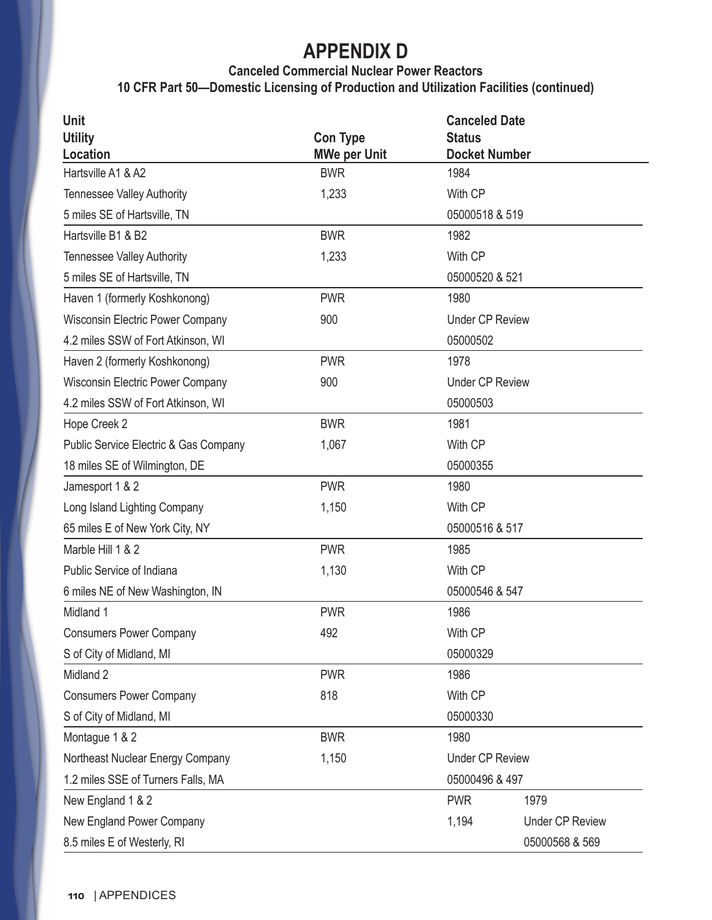# APPENDIX D

### Canceled Commercial Nuclear Power Reactors
### 10 CFR Part 50—Domestic Licensing of Production and Utilization Facilities (continued)

| Unit<br>Utility<br>Location | Con Type<br>MWe per Unit | Canceled Date<br>Status<br>Docket Number |
|---|---|---|
| Hartsville A1 & A2<br>Tennessee Valley Authority<br>5 miles SE of Hartsville, TN | BWR<br>1,233 | 1984<br>With CP<br>05000518 & 519 |
| Hartsville B1 & B2<br>Tennessee Valley Authority<br>5 miles SE of Hartsville, TN | BWR<br>1,233 | 1982<br>With CP<br>05000520 & 521 |
| Haven 1 (formerly Koshkonong)<br>Wisconsin Electric Power Company<br>4.2 miles SSW of Fort Atkinson, WI | PWR<br>900 | 1980<br>Under CP Review<br>05000502 |
| Haven 2 (formerly Koshkonong)<br>Wisconsin Electric Power Company<br>4.2 miles SSW of Fort Atkinson, WI | PWR<br>900 | 1978<br>Under CP Review<br>05000503 |
| Hope Creek 2<br>Public Service Electric & Gas Company<br>18 miles SE of Wilmington, DE | BWR<br>1,067 | 1981<br>With CP<br>05000355 |
| Jamesport 1 & 2<br>Long Island Lighting Company<br>65 miles E of New York City, NY | PWR<br>1,150 | 1980<br>With CP<br>05000516 & 517 |
| Marble Hill 1 & 2<br>Public Service of Indiana<br>6 miles NE of New Washington, IN | PWR<br>1,130 | 1985<br>With CP<br>05000546 & 547 |
| Midland 1<br>Consumers Power Company<br>S of City of Midland, MI | PWR<br>492 | 1986<br>With CP<br>05000329 |
| Midland 2<br>Consumers Power Company<br>S of City of Midland, MI | PWR<br>818 | 1986<br>With CP<br>05000330 |
| Montague 1 & 2<br>Northeast Nuclear Energy Company<br>1.2 miles SSE of Turners Falls, MA | BWR<br>1,150 | 1980<br>Under CP Review<br>05000496 & 497 |
| New England 1 & 2<br>New England Power Company<br>8.5 miles E of Westerly, RI | PWR<br>1,194 | 1979<br>Under CP Review<br>05000568 & 569 |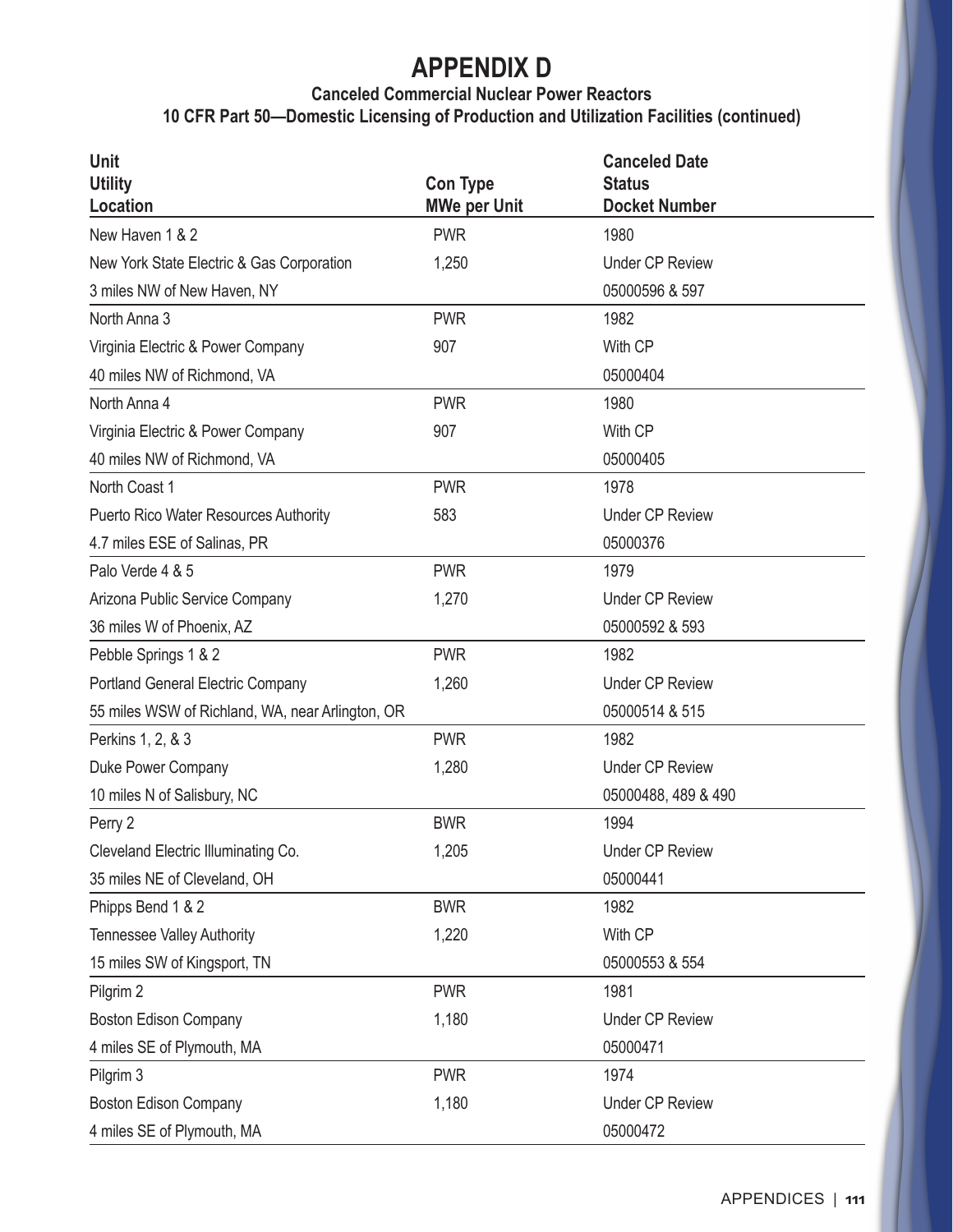# APPENDIX D

### Canceled Commercial Nuclear Power Reactors
### 10 CFR Part 50—Domestic Licensing of Production and Utilization Facilities (continued)

| Unit<br>Utility<br>Location | Con Type<br>MWe per Unit | Canceled Date<br>Status<br>Docket Number |
|---|---|---|
| New Haven 1 & 2<br>New York State Electric & Gas Corporation<br>3 miles NW of New Haven, NY | PWR<br>1,250 | 1980<br>Under CP Review<br>05000596 & 597 |
| North Anna 3<br>Virginia Electric & Power Company<br>40 miles NW of Richmond, VA | PWR<br>907 | 1982<br>With CP<br>05000404 |
| North Anna 4<br>Virginia Electric & Power Company<br>40 miles NW of Richmond, VA | PWR<br>907 | 1980<br>With CP<br>05000405 |
| North Coast 1<br>Puerto Rico Water Resources Authority<br>4.7 miles ESE of Salinas, PR | PWR<br>583 | 1978<br>Under CP Review<br>05000376 |
| Palo Verde 4 & 5<br>Arizona Public Service Company<br>36 miles W of Phoenix, AZ | PWR<br>1,270 | 1979<br>Under CP Review<br>05000592 & 593 |
| Pebble Springs 1 & 2<br>Portland General Electric Company<br>55 miles WSW of Richland, WA, near Arlington, OR | PWR<br>1,260 | 1982<br>Under CP Review<br>05000514 & 515 |
| Perkins 1, 2, & 3<br>Duke Power Company<br>10 miles N of Salisbury, NC | PWR<br>1,280 | 1982<br>Under CP Review<br>05000488, 489 & 490 |
| Perry 2<br>Cleveland Electric Illuminating Co.<br>35 miles NE of Cleveland, OH | BWR<br>1,205 | 1994<br>Under CP Review<br>05000441 |
| Phipps Bend 1 & 2<br>Tennessee Valley Authority<br>15 miles SW of Kingsport, TN | BWR<br>1,220 | 1982<br>With CP<br>05000553 & 554 |
| Pilgrim 2<br>Boston Edison Company<br>4 miles SE of Plymouth, MA | PWR<br>1,180 | 1981<br>Under CP Review<br>05000471 |
| Pilgrim 3<br>Boston Edison Company<br>4 miles SE of Plymouth, MA | PWR<br>1,180 | 1974<br>Under CP Review<br>05000472 |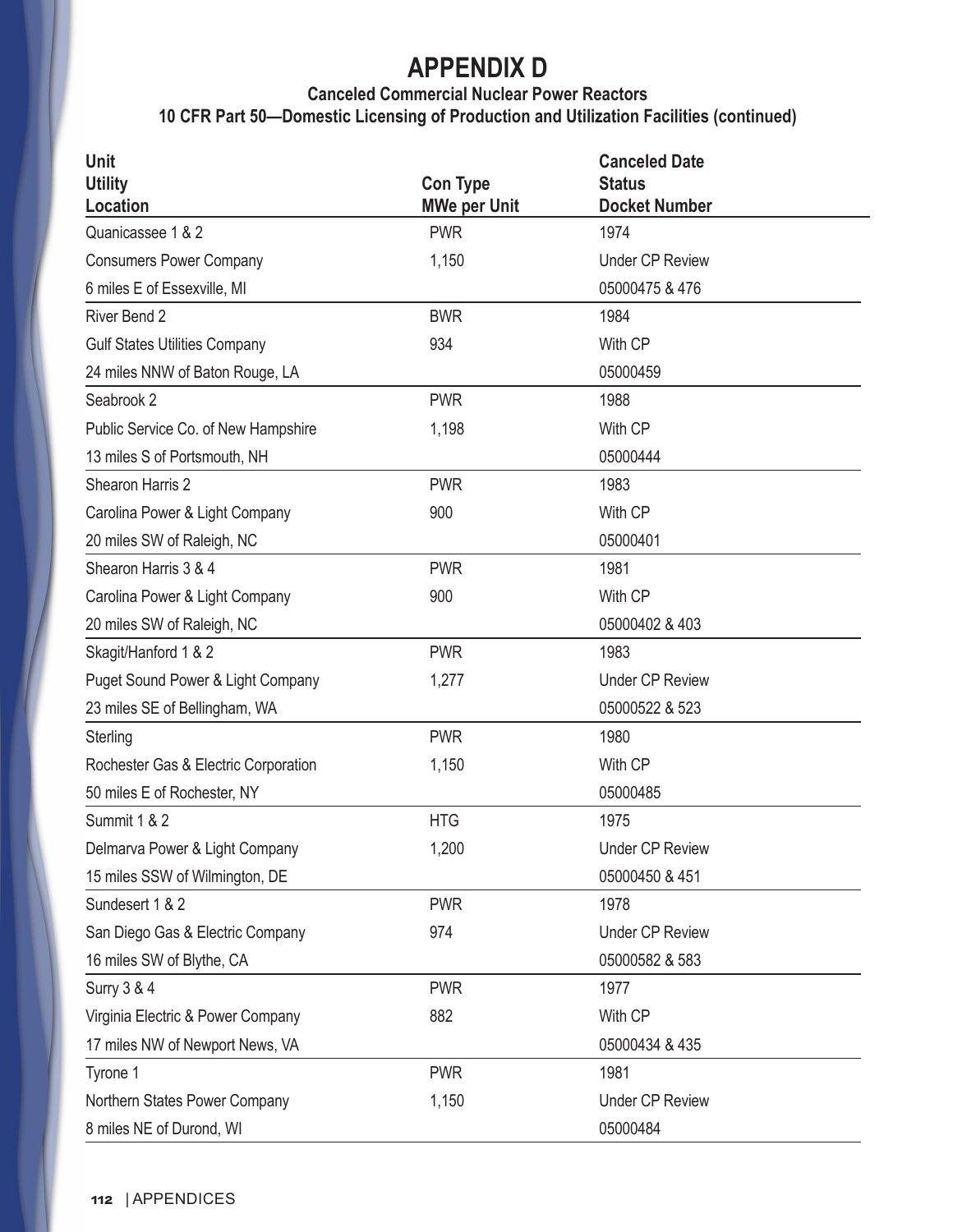# APPENDIX D

**Canceled Commercial Nuclear Power Reactors**
**10 CFR Part 50—Domestic Licensing of Production and Utilization Facilities (continued)**

| Unit<br>Utility<br>Location | Con Type<br>MWe per Unit | Canceled Date<br>Status<br>Docket Number |
|---|---|---|
| Quanicassee 1 & 2<br>Consumers Power Company<br>6 miles E of Essexville, MI | PWR<br>1,150 | 1974<br>Under CP Review<br>05000475 & 476 |
| River Bend 2<br>Gulf States Utilities Company<br>24 miles NNW of Baton Rouge, LA | BWR<br>934 | 1984<br>With CP<br>05000459 |
| Seabrook 2<br>Public Service Co. of New Hampshire<br>13 miles S of Portsmouth, NH | PWR<br>1,198 | 1988<br>With CP<br>05000444 |
| Shearon Harris 2<br>Carolina Power & Light Company<br>20 miles SW of Raleigh, NC | PWR<br>900 | 1983<br>With CP<br>05000401 |
| Shearon Harris 3 & 4<br>Carolina Power & Light Company<br>20 miles SW of Raleigh, NC | PWR<br>900 | 1981<br>With CP<br>05000402 & 403 |
| Skagit/Hanford 1 & 2<br>Puget Sound Power & Light Company<br>23 miles SE of Bellingham, WA | PWR<br>1,277 | 1983<br>Under CP Review<br>05000522 & 523 |
| Sterling<br>Rochester Gas & Electric Corporation<br>50 miles E of Rochester, NY | PWR<br>1,150 | 1980<br>With CP<br>05000485 |
| Summit 1 & 2<br>Delmarva Power & Light Company<br>15 miles SSW of Wilmington, DE | HTG<br>1,200 | 1975<br>Under CP Review<br>05000450 & 451 |
| Sundesert 1 & 2<br>San Diego Gas & Electric Company<br>16 miles SW of Blythe, CA | PWR<br>974 | 1978<br>Under CP Review<br>05000582 & 583 |
| Surry 3 & 4<br>Virginia Electric & Power Company<br>17 miles NW of Newport News, VA | PWR<br>882 | 1977<br>With CP<br>05000434 & 435 |
| Tyrone 1<br>Northern States Power Company<br>8 miles NE of Durond, WI | PWR<br>1,150 | 1981<br>Under CP Review<br>05000484 |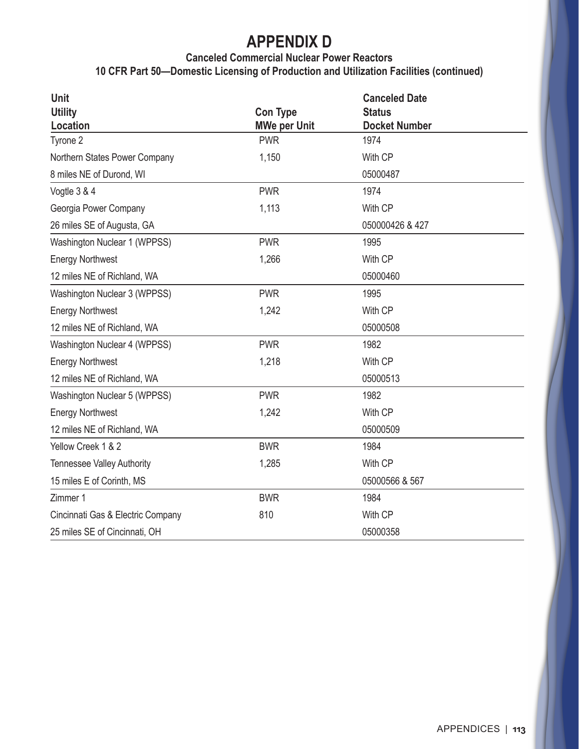# APPENDIX D

**Canceled Commercial Nuclear Power Reactors**
**10 CFR Part 50—Domestic Licensing of Production and Utilization Facilities (continued)**

| Unit<br>Utility<br>Location | Con Type<br>MWe per Unit | Canceled Date<br>Status<br>Docket Number |
|---|---|---|
| Tyrone 2<br>Northern States Power Company<br>8 miles NE of Durond, WI | PWR<br>1,150 | 1974<br>With CP<br>05000487 |
| Vogtle 3 & 4<br>Georgia Power Company<br>26 miles SE of Augusta, GA | PWR<br>1,113 | 1974<br>With CP<br>050000426 & 427 |
| Washington Nuclear 1 (WPPSS)<br>Energy Northwest<br>12 miles NE of Richland, WA | PWR<br>1,266 | 1995<br>With CP<br>05000460 |
| Washington Nuclear 3 (WPPSS)<br>Energy Northwest<br>12 miles NE of Richland, WA | PWR<br>1,242 | 1995<br>With CP<br>05000508 |
| Washington Nuclear 4 (WPPSS)<br>Energy Northwest<br>12 miles NE of Richland, WA | PWR<br>1,218 | 1982<br>With CP<br>05000513 |
| Washington Nuclear 5 (WPPSS)<br>Energy Northwest<br>12 miles NE of Richland, WA | PWR<br>1,242 | 1982<br>With CP<br>05000509 |
| Yellow Creek 1 & 2<br>Tennessee Valley Authority<br>15 miles E of Corinth, MS | BWR<br>1,285 | 1984<br>With CP<br>05000566 & 567 |
| Zimmer 1<br>Cincinnati Gas & Electric Company<br>25 miles SE of Cincinnati, OH | BWR<br>810 | 1984<br>With CP<br>05000358 |